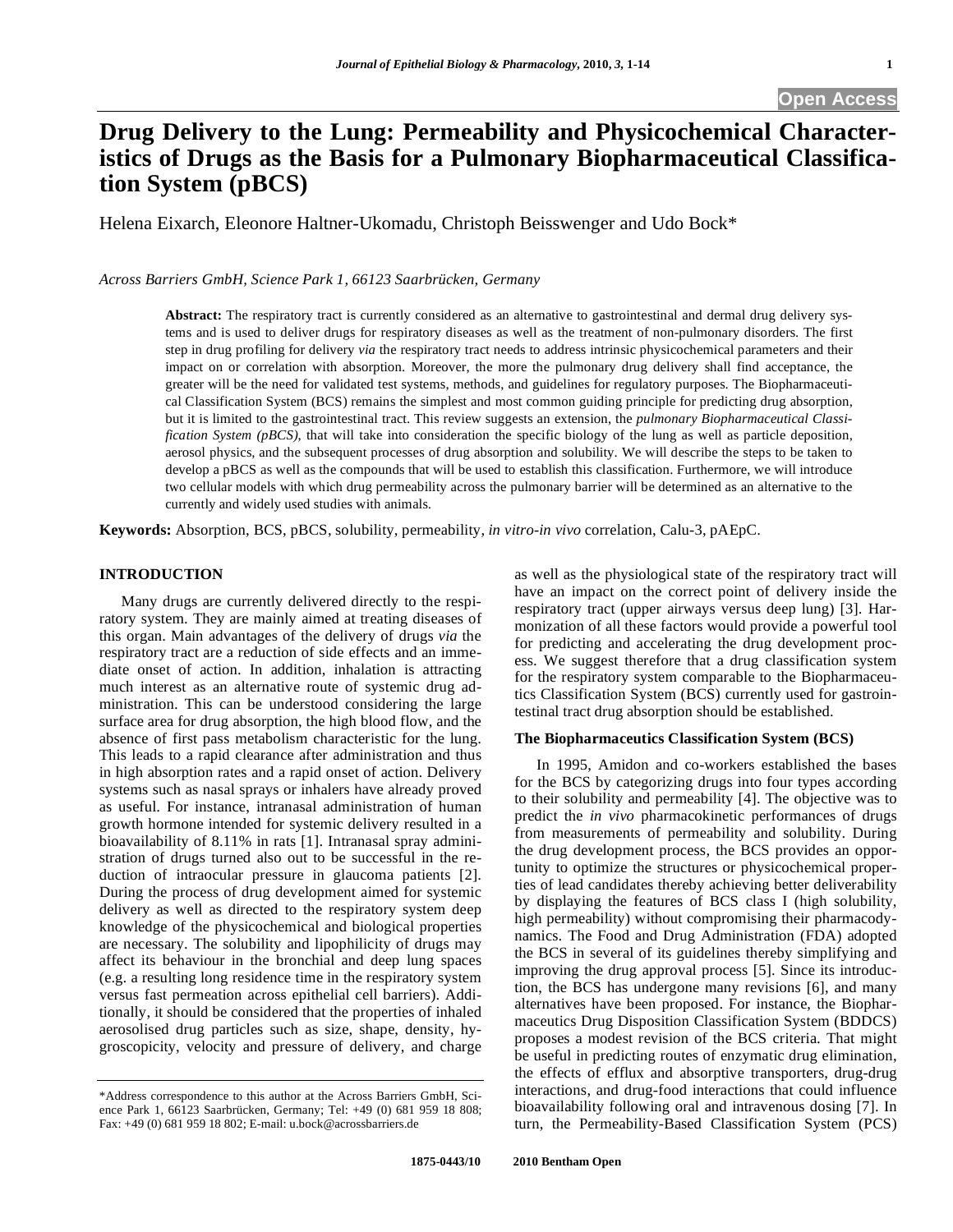Open Access

# Drug Delivery to the Lung: Permeability and Physicochemical Characteristics of Drugs as the Basis for a Pulmonary Biopharmaceutical Classification System (pBCS)

Helena Eixarch, Eleonore Haltner-Ukomadu, Christoph Beisswenger and Udo Bock*

*Across Barriers GmbH, Science Park 1, 66123 Saarbrücken, Germany*

**Abstract:** The respiratory tract is currently considered as an alternative to gastrointestinal and dermal drug delivery systems and is used to deliver drugs for respiratory diseases as well as the treatment of non-pulmonary disorders. The first step in drug profiling for delivery *via* the respiratory tract needs to address intrinsic physicochemical parameters and their impact on or correlation with absorption. Moreover, the more the pulmonary drug delivery shall find acceptance, the greater will be the need for validated test systems, methods, and guidelines for regulatory purposes. The Biopharmaceutical Classification System (BCS) remains the simplest and most common guiding principle for predicting drug absorption, but it is limited to the gastrointestinal tract. This review suggests an extension, the *pulmonary Biopharmaceutical Classification System (pBCS)*, that will take into consideration the specific biology of the lung as well as particle deposition, aerosol physics, and the subsequent processes of drug absorption and solubility. We will describe the steps to be taken to develop a pBCS as well as the compounds that will be used to establish this classification. Furthermore, we will introduce two cellular models with which drug permeability across the pulmonary barrier will be determined as an alternative to the currently and widely used studies with animals.

**Keywords:** Absorption, BCS, pBCS, solubility, permeability, *in vitro-in vivo* correlation, Calu-3, pAEpC.

## INTRODUCTION

Many drugs are currently delivered directly to the respiratory system. They are mainly aimed at treating diseases of this organ. Main advantages of the delivery of drugs *via* the respiratory tract are a reduction of side effects and an immediate onset of action. In addition, inhalation is attracting much interest as an alternative route of systemic drug administration. This can be understood considering the large surface area for drug absorption, the high blood flow, and the absence of first pass metabolism characteristic for the lung. This leads to a rapid clearance after administration and thus in high absorption rates and a rapid onset of action. Delivery systems such as nasal sprays or inhalers have already proved as useful. For instance, intranasal administration of human growth hormone intended for systemic delivery resulted in a bioavailability of 8.11% in rats [1]. Intranasal spray administration of drugs turned also out to be successful in the reduction of intraocular pressure in glaucoma patients [2]. During the process of drug development aimed for systemic delivery as well as directed to the respiratory system deep knowledge of the physicochemical and biological properties are necessary. The solubility and lipophilicity of drugs may affect its behaviour in the bronchial and deep lung spaces (e.g. a resulting long residence time in the respiratory system versus fast permeation across epithelial cell barriers). Additionally, it should be considered that the properties of inhaled aerosolised drug particles such as size, shape, density, hygroscopicity, velocity and pressure of delivery, and charge as well as the physiological state of the respiratory tract will have an impact on the correct point of delivery inside the respiratory tract (upper airways versus deep lung) [3]. Harmonization of all these factors would provide a powerful tool for predicting and accelerating the drug development process. We suggest therefore that a drug classification system for the respiratory system comparable to the Biopharmaceutics Classification System (BCS) currently used for gastrointestinal tract drug absorption should be established.

### The Biopharmaceutics Classification System (BCS)

In 1995, Amidon and co-workers established the bases for the BCS by categorizing drugs into four types according to their solubility and permeability [4]. The objective was to predict the *in vivo* pharmacokinetic performances of drugs from measurements of permeability and solubility. During the drug development process, the BCS provides an opportunity to optimize the structures or physicochemical properties of lead candidates thereby achieving better deliverability by displaying the features of BCS class I (high solubility, high permeability) without compromising their pharmacodynamics. The Food and Drug Administration (FDA) adopted the BCS in several of its guidelines thereby simplifying and improving the drug approval process [5]. Since its introduction, the BCS has undergone many revisions [6], and many alternatives have been proposed. For instance, the Biopharmaceutics Drug Disposition Classification System (BDDCS) proposes a modest revision of the BCS criteria. That might be useful in predicting routes of enzymatic drug elimination, the effects of efflux and absorptive transporters, drug-drug interactions, and drug-food interactions that could influence bioavailability following oral and intravenous dosing [7]. In turn, the Permeability-Based Classification System (PCS)

*Address correspondence to this author at the Across Barriers GmbH, Science Park 1, 66123 Saarbrücken, Germany; Tel: +49 (0) 681 959 18 808; Fax: +49 (0) 681 959 18 802; E-mail: u.bock@acrossbarriers.de

1875-0443/10 2010 Bentham Open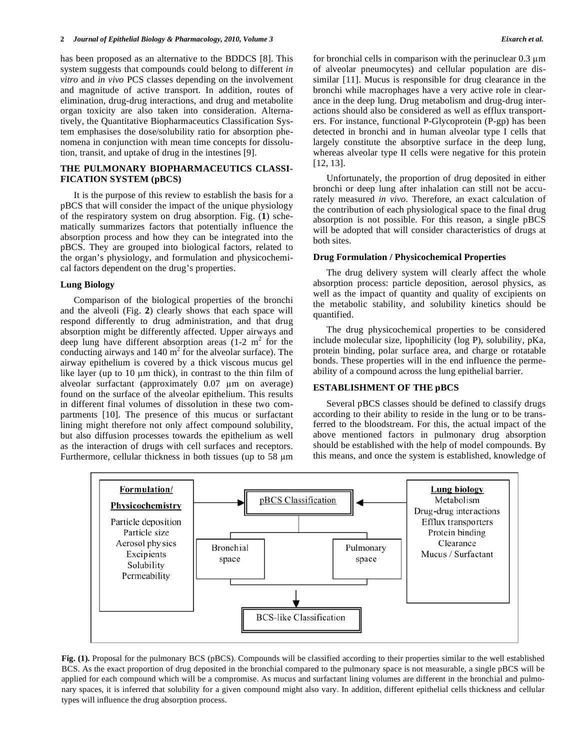has been proposed as an alternative to the BDDCS [8]. This system suggests that compounds could belong to different *in vitro* and *in vivo* PCS classes depending on the involvement and magnitude of active transport. In addition, routes of elimination, drug-drug interactions, and drug and metabolite organ toxicity are also taken into consideration. Alternatively, the Quantitative Biopharmaceutics Classification System emphasises the dose/solubility ratio for absorption phenomena in conjunction with mean time concepts for dissolution, transit, and uptake of drug in the intestines [9].

## THE PULMONARY BIOPHARMACEUTICS CLASSIFICATION SYSTEM (pBCS)

It is the purpose of this review to establish the basis for a pBCS that will consider the impact of the unique physiology of the respiratory system on drug absorption. Fig. (**1**) schematically summarizes factors that potentially influence the absorption process and how they can be integrated into the pBCS. They are grouped into biological factors, related to the organ's physiology, and formulation and physicochemical factors dependent on the drug's properties.

### Lung Biology

Comparison of the biological properties of the bronchi and the alveoli (Fig. **2**) clearly shows that each space will respond differently to drug administration, and that drug absorption might be differently affected. Upper airways and deep lung have different absorption areas (1-2 $m^2$ for the conducting airways and 140 $m^2$ for the alveolar surface). The airway epithelium is covered by a thick viscous mucus gel like layer (up to 10 μm thick), in contrast to the thin film of alveolar surfactant (approximately 0.07 μm on average) found on the surface of the alveolar epithelium. This results in different final volumes of dissolution in these two compartments [10]. The presence of this mucus or surfactant lining might therefore not only affect compound solubility, but also diffusion processes towards the epithelium as well as the interaction of drugs with cell surfaces and receptors. Furthermore, cellular thickness in both tissues (up to 58 μm for bronchial cells in comparison with the perinuclear 0.3 μm of alveolar pneumocytes) and cellular population are dissimilar [11]. Mucus is responsible for drug clearance in the bronchi while macrophages have a very active role in clearance in the deep lung. Drug metabolism and drug-drug interactions should also be considered as well as efflux transporters. For instance, functional P-Glycoprotein (P-gp) has been detected in bronchi and in human alveolar type I cells that largely constitute the absorptive surface in the deep lung, whereas alveolar type II cells were negative for this protein [12, 13].

Unfortunately, the proportion of drug deposited in either bronchi or deep lung after inhalation can still not be accurately measured *in vivo*. Therefore, an exact calculation of the contribution of each physiological space to the final drug absorption is not possible. For this reason, a single pBCS will be adopted that will consider characteristics of drugs at both sites.

### Drug Formulation / Physicochemical Properties

The drug delivery system will clearly affect the whole absorption process: particle deposition, aerosol physics, as well as the impact of quantity and quality of excipients on the metabolic stability, and solubility kinetics should be quantified.

The drug physicochemical properties to be considered include molecular size, lipophilicity (log P), solubility, pKa, protein binding, polar surface area, and charge or rotatable bonds. These properties will in the end influence the permeability of a compound across the lung epithelial barrier.

## ESTABLISHMENT OF THE pBCS

Several pBCS classes should be defined to classify drugs according to their ability to reside in the lung or to be transferred to the bloodstream. For this, the actual impact of the above mentioned factors in pulmonary drug absorption should be established with the help of model compounds. By this means, and once the system is established, knowledge of

**Formulation/ Physicochemistry**: Particle deposition, Particle size, Aerosol physics, Excipients, Solubility, Permeability

pBCS Classification → Bronchial space / Pulmonary space → BCS-like Classification

**Lung biology**: Metabolism, Drug-drug interactions, Efflux transporters, Protein binding, Clearance, Mucus / Surfactant

**Fig. (1).** Proposal for the pulmonary BCS (pBCS). Compounds will be classified according to their properties similar to the well established BCS. As the exact proportion of drug deposited in the bronchial compared to the pulmonary space is not measurable, a single pBCS will be applied for each compound which will be a compromise. As mucus and surfactant lining volumes are different in the bronchial and pulmonary spaces, it is inferred that solubility for a given compound might also vary. In addition, different epithelial cells thickness and cellular types will influence the drug absorption process.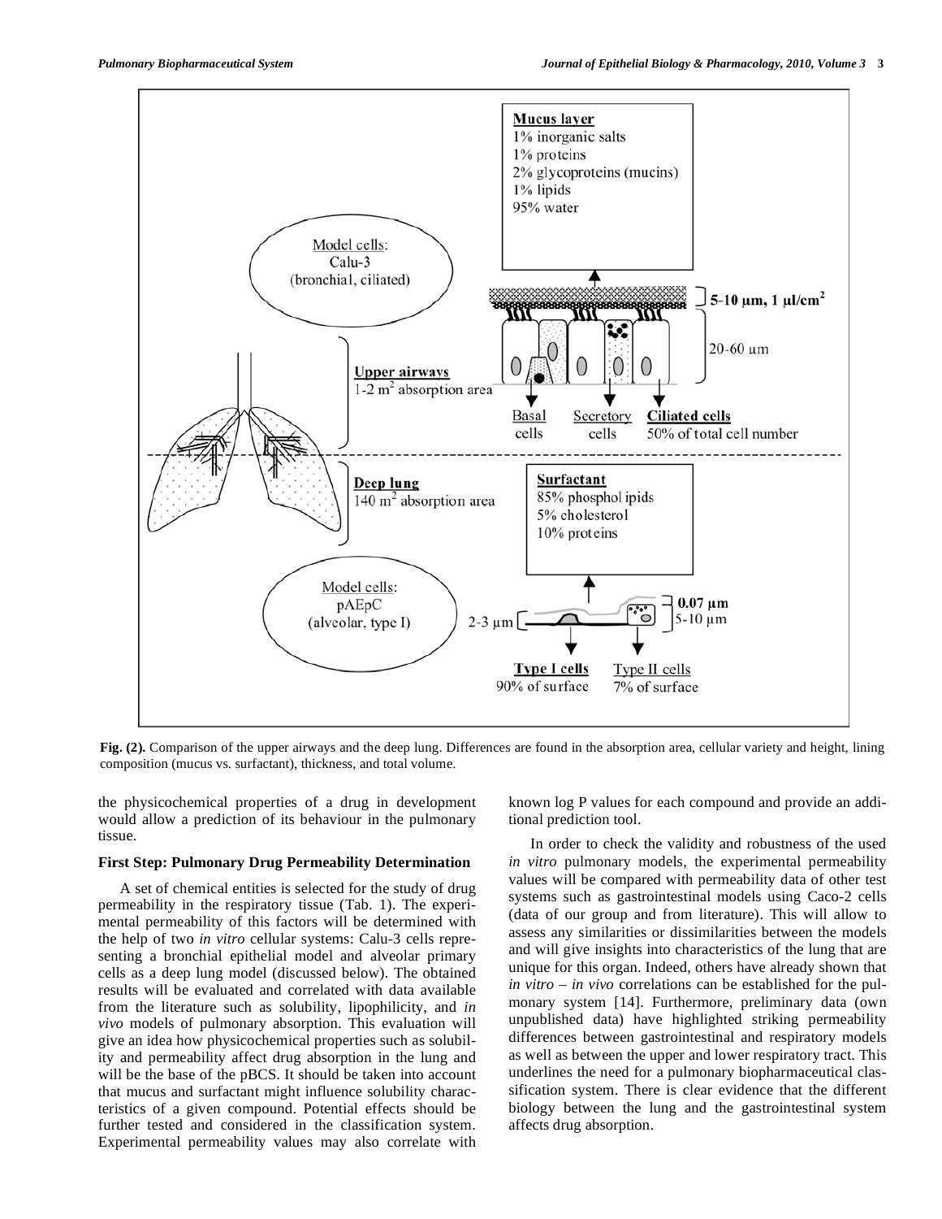**Fig. (2).** Comparison of the upper airways and the deep lung. Differences are found in the absorption area, cellular variety and height, lining composition (mucus vs. surfactant), thickness, and total volume.

the physicochemical properties of a drug in development would allow a prediction of its behaviour in the pulmonary tissue.

### First Step: Pulmonary Drug Permeability Determination

A set of chemical entities is selected for the study of drug permeability in the respiratory tissue (Tab. 1). The experimental permeability of this factors will be determined with the help of two *in vitro* cellular systems: Calu-3 cells representing a bronchial epithelial model and alveolar primary cells as a deep lung model (discussed below). The obtained results will be evaluated and correlated with data available from the literature such as solubility, lipophilicity, and *in vivo* models of pulmonary absorption. This evaluation will give an idea how physicochemical properties such as solubility and permeability affect drug absorption in the lung and will be the base of the pBCS. It should be taken into account that mucus and surfactant might influence solubility characteristics of a given compound. Potential effects should be further tested and considered in the classification system. Experimental permeability values may also correlate with known log P values for each compound and provide an additional prediction tool.

In order to check the validity and robustness of the used *in vitro* pulmonary models, the experimental permeability values will be compared with permeability data of other test systems such as gastrointestinal models using Caco-2 cells (data of our group and from literature). This will allow to assess any similarities or dissimilarities between the models and will give insights into characteristics of the lung that are unique for this organ. Indeed, others have already shown that *in vitro* – *in vivo* correlations can be established for the pulmonary system [14]. Furthermore, preliminary data (own unpublished data) have highlighted striking permeability differences between gastrointestinal and respiratory models as well as between the upper and lower respiratory tract. This underlines the need for a pulmonary biopharmaceutical classification system. There is clear evidence that the different biology between the lung and the gastrointestinal system affects drug absorption.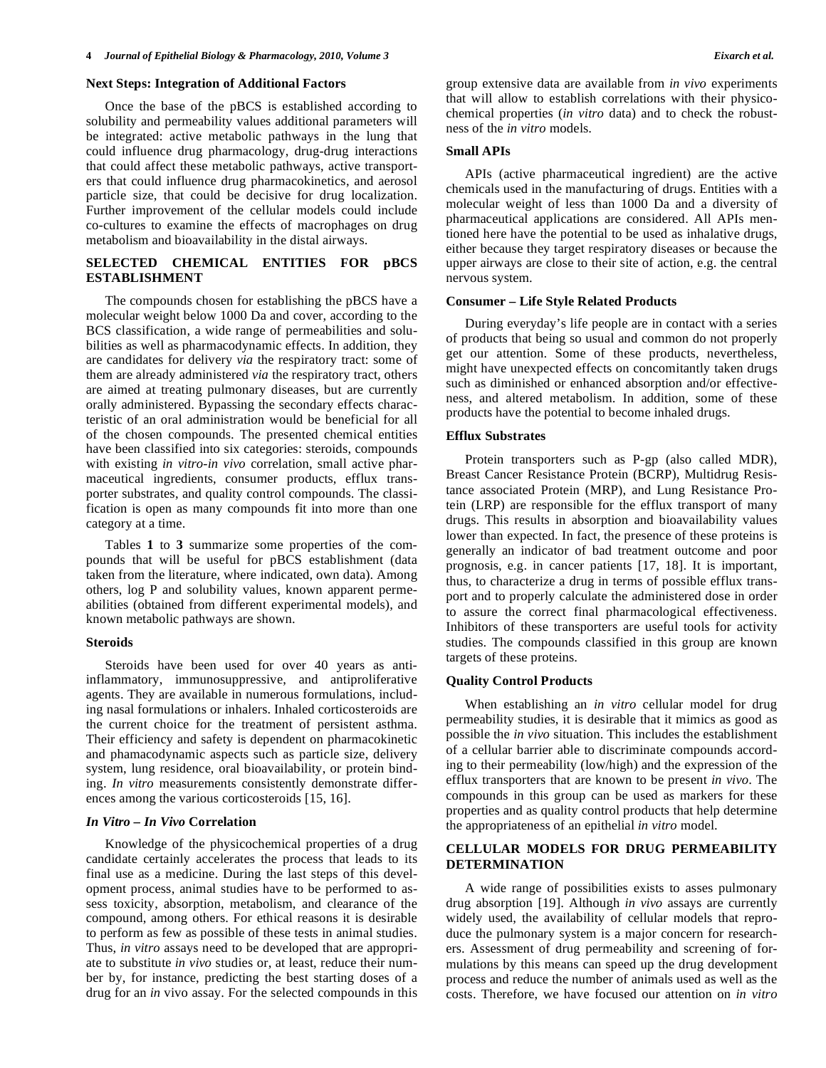### Next Steps: Integration of Additional Factors

Once the base of the pBCS is established according to solubility and permeability values additional parameters will be integrated: active metabolic pathways in the lung that could influence drug pharmacology, drug-drug interactions that could affect these metabolic pathways, active transporters that could influence drug pharmacokinetics, and aerosol particle size, that could be decisive for drug localization. Further improvement of the cellular models could include co-cultures to examine the effects of macrophages on drug metabolism and bioavailability in the distal airways.

## SELECTED CHEMICAL ENTITIES FOR pBCS ESTABLISHMENT

The compounds chosen for establishing the pBCS have a molecular weight below 1000 Da and cover, according to the BCS classification, a wide range of permeabilities and solubilities as well as pharmacodynamic effects. In addition, they are candidates for delivery *via* the respiratory tract: some of them are already administered *via* the respiratory tract, others are aimed at treating pulmonary diseases, but are currently orally administered. Bypassing the secondary effects characteristic of an oral administration would be beneficial for all of the chosen compounds. The presented chemical entities have been classified into six categories: steroids, compounds with existing *in vitro*-*in vivo* correlation, small active pharmaceutical ingredients, consumer products, efflux transporter substrates, and quality control compounds. The classification is open as many compounds fit into more than one category at a time.

Tables **1** to **3** summarize some properties of the compounds that will be useful for pBCS establishment (data taken from the literature, where indicated, own data). Among others, log P and solubility values, known apparent permeabilities (obtained from different experimental models), and known metabolic pathways are shown.

### Steroids

Steroids have been used for over 40 years as anti-inflammatory, immunosuppressive, and antiproliferative agents. They are available in numerous formulations, including nasal formulations or inhalers. Inhaled corticosteroids are the current choice for the treatment of persistent asthma. Their efficiency and safety is dependent on pharmacokinetic and phamacodynamic aspects such as particle size, delivery system, lung residence, oral bioavailability, or protein binding. *In vitro* measurements consistently demonstrate differences among the various corticosteroids [15, 16].

### *In Vitro – In Vivo* Correlation

Knowledge of the physicochemical properties of a drug candidate certainly accelerates the process that leads to its final use as a medicine. During the last steps of this development process, animal studies have to be performed to assess toxicity, absorption, metabolism, and clearance of the compound, among others. For ethical reasons it is desirable to perform as few as possible of these tests in animal studies. Thus, *in vitro* assays need to be developed that are appropriate to substitute *in vivo* studies or, at least, reduce their number by, for instance, predicting the best starting doses of a drug for an *in* vivo assay. For the selected compounds in this group extensive data are available from *in vivo* experiments that will allow to establish correlations with their physicochemical properties (*in vitro* data) and to check the robustness of the *in vitro* models.

### Small APIs

APIs (active pharmaceutical ingredient) are the active chemicals used in the manufacturing of drugs. Entities with a molecular weight of less than 1000 Da and a diversity of pharmaceutical applications are considered. All APIs mentioned here have the potential to be used as inhalative drugs, either because they target respiratory diseases or because the upper airways are close to their site of action, e.g. the central nervous system.

### Consumer – Life Style Related Products

During everyday's life people are in contact with a series of products that being so usual and common do not properly get our attention. Some of these products, nevertheless, might have unexpected effects on concomitantly taken drugs such as diminished or enhanced absorption and/or effectiveness, and altered metabolism. In addition, some of these products have the potential to become inhaled drugs.

### Efflux Substrates

Protein transporters such as P-gp (also called MDR), Breast Cancer Resistance Protein (BCRP), Multidrug Resistance associated Protein (MRP), and Lung Resistance Protein (LRP) are responsible for the efflux transport of many drugs. This results in absorption and bioavailability values lower than expected. In fact, the presence of these proteins is generally an indicator of bad treatment outcome and poor prognosis, e.g. in cancer patients [17, 18]. It is important, thus, to characterize a drug in terms of possible efflux transport and to properly calculate the administered dose in order to assure the correct final pharmacological effectiveness. Inhibitors of these transporters are useful tools for activity studies. The compounds classified in this group are known targets of these proteins.

### Quality Control Products

When establishing an *in vitro* cellular model for drug permeability studies, it is desirable that it mimics as good as possible the *in vivo* situation. This includes the establishment of a cellular barrier able to discriminate compounds according to their permeability (low/high) and the expression of the efflux transporters that are known to be present *in vivo*. The compounds in this group can be used as markers for these properties and as quality control products that help determine the appropriateness of an epithelial *in vitro* model.

## CELLULAR MODELS FOR DRUG PERMEABILITY DETERMINATION

A wide range of possibilities exists to asses pulmonary drug absorption [19]. Although *in vivo* assays are currently widely used, the availability of cellular models that reproduce the pulmonary system is a major concern for researchers. Assessment of drug permeability and screening of formulations by this means can speed up the drug development process and reduce the number of animals used as well as the costs. Therefore, we have focused our attention on *in vitro*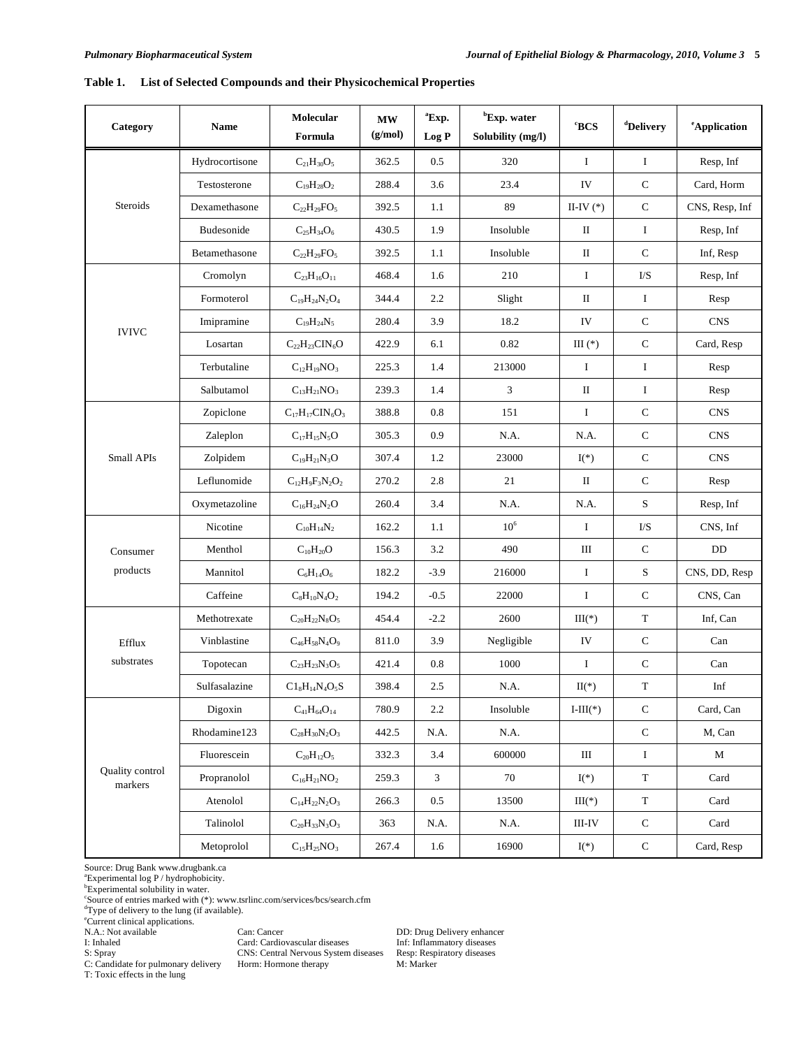**Table 1. List of Selected Compounds and their Physicochemical Properties**

| Category | Name | Molecular Formula | MW (g/mol) | [a]Exp. Log P | [b]Exp. water Solubility (mg/l) | [c]BCS | [d]Delivery | [e]Application |
|---|---|---|---|---|---|---|---|---|
| Steroids | Hydrocortisone | $C_{21}H_{30}O_5$ | 362.5 | 0.5 | 320 | I | I | Resp, Inf |
| | Testosterone | $C_{19}H_{28}O_2$ | 288.4 | 3.6 | 23.4 | IV | C | Card, Horm |
| | Dexamethasone | $C_{22}H_{29}FO_5$ | 392.5 | 1.1 | 89 | II-IV (*) | C | CNS, Resp, Inf |
| | Budesonide | $C_{25}H_{34}O_6$ | 430.5 | 1.9 | Insoluble | II | I | Resp, Inf |
| | Betamethasone | $C_{22}H_{29}FO_5$ | 392.5 | 1.1 | Insoluble | II | C | Inf, Resp |
| IVIVC | Cromolyn | $C_{23}H_{16}O_{11}$ | 468.4 | 1.6 | 210 | I | I/S | Resp, Inf |
| | Formoterol | $C_{19}H_{24}N_2O_4$ | 344.4 | 2.2 | Slight | II | I | Resp |
| | Imipramine | $C_{19}H_{24}N_5$ | 280.4 | 3.9 | 18.2 | IV | C | CNS |
| | Losartan | $C_{22}H_{23}ClN_6O$ | 422.9 | 6.1 | 0.82 | III (*) | C | Card, Resp |
| | Terbutaline | $C_{12}H_{19}NO_3$ | 225.3 | 1.4 | 213000 | I | I | Resp |
| | Salbutamol | $C_{13}H_{21}NO_3$ | 239.3 | 1.4 | 3 | II | I | Resp |
| Small APIs | Zopiclone | $C_{17}H_{17}ClN_6O_3$ | 388.8 | 0.8 | 151 | I | C | CNS |
| | Zaleplon | $C_{17}H_{15}N_5O$ | 305.3 | 0.9 | N.A. | N.A. | C | CNS |
| | Zolpidem | $C_{19}H_{21}N_3O$ | 307.4 | 1.2 | 23000 | I(*) | C | CNS |
| | Leflunomide | $C_{12}H_9F_3N_2O_2$ | 270.2 | 2.8 | 21 | II | C | Resp |
| | Oxymetazoline | $C_{16}H_{24}N_2O$ | 260.4 | 3.4 | N.A. | N.A. | S | Resp, Inf |
| Consumer products | Nicotine | $C_{10}H_{14}N_2$ | 162.2 | 1.1 | $10^6$ | I | I/S | CNS, Inf |
| | Menthol | $C_{10}H_{20}O$ | 156.3 | 3.2 | 490 | III | C | DD |
| | Mannitol | $C_6H_{14}O_6$ | 182.2 | -3.9 | 216000 | I | S | CNS, DD, Resp |
| | Caffeine | $C_8H_{10}N_4O_2$ | 194.2 | -0.5 | 22000 | I | C | CNS, Can |
| Efflux substrates | Methotrexate | $C_{20}H_{22}N_8O_5$ | 454.4 | -2.2 | 2600 | III(*) | T | Inf, Can |
| | Vinblastine | $C_{46}H_{58}N_4O_9$ | 811.0 | 3.9 | Negligible | IV | C | Can |
| | Topotecan | $C_{23}H_{23}N_3O_5$ | 421.4 | 0.8 | 1000 | I | C | Can |
| | Sulfasalazine | $C1_8H_{14}N_4O_5S$ | 398.4 | 2.5 | N.A. | II(*) | T | Inf |
| Quality control markers | Digoxin | $C_{41}H_{64}O_{14}$ | 780.9 | 2.2 | Insoluble | I-III(*) | C | Card, Can |
| | Rhodamine123 | $C_{28}H_{30}N_2O_3$ | 442.5 | N.A. | N.A. | | C | M, Can |
| | Fluorescein | $C_{20}H_{12}O_5$ | 332.3 | 3.4 | 600000 | III | I | M |
| | Propranolol | $C_{16}H_{21}NO_2$ | 259.3 | 3 | 70 | I(*) | T | Card |
| | Atenolol | $C_{14}H_{22}N_2O_3$ | 266.3 | 0.5 | 13500 | III(*) | T | Card |
| | Talinolol | $C_{20}H_{33}N_3O_3$ | 363 | N.A. | N.A. | III-IV | C | Card |
| | Metoprolol | $C_{15}H_{25}NO_3$ | 267.4 | 1.6 | 16900 | I(*) | C | Card, Resp |

Source: Drug Bank www.drugbank.ca
[a]Experimental log P / hydrophobicity.
[b]Experimental solubility in water.
[c]Source of entries marked with (*): www.tsrlinc.com/services/bcs/search.cfm
[d]Type of delivery to the lung (if available).
[e]Current clinical applications.

N.A.: Not available
I: Inhaled
S: Spray
C: Candidate for pulmonary delivery
T: Toxic effects in the lung
Can: Cancer
Card: Cardiovascular diseases
CNS: Central Nervous System diseases
Horm: Hormone therapy
DD: Drug Delivery enhancer
Inf: Inflammatory diseases
Resp: Respiratory diseases
M: Marker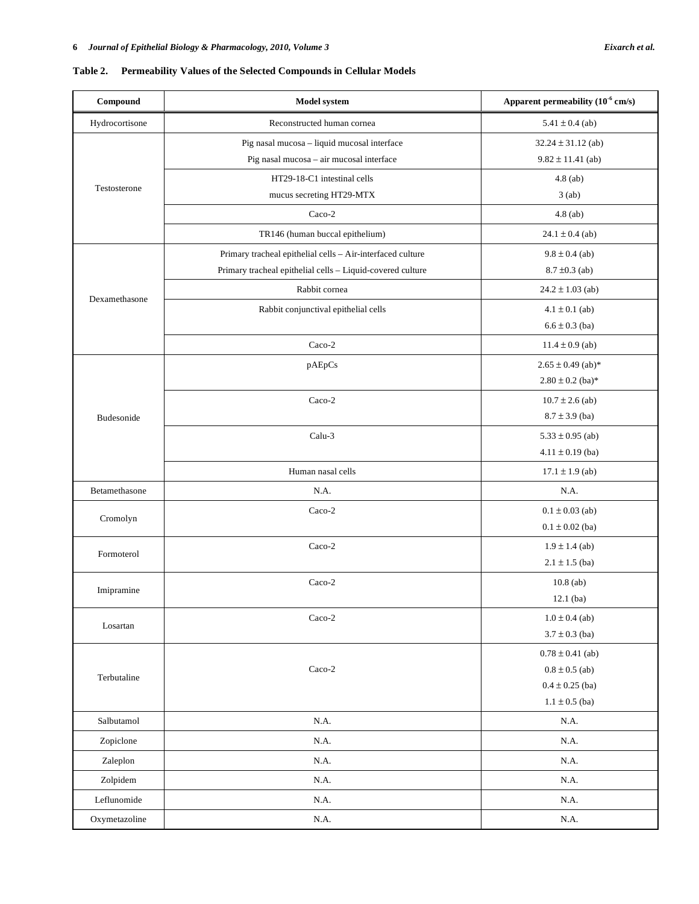**Table 2. Permeability Values of the Selected Compounds in Cellular Models**

| Compound | Model system | Apparent permeability ($10^{-6}$ cm/s) |
|---|---|---|
| Hydrocortisone | Reconstructed human cornea | 5.41 ± 0.4 (ab) |
| Testosterone | Pig nasal mucosa – liquid mucosal interface | 32.24 ± 31.12 (ab) |
| | Pig nasal mucosa – air mucosal interface | 9.82 ± 11.41 (ab) |
| | HT29-18-C1 intestinal cells | 4.8 (ab) |
| | mucus secreting HT29-MTX | 3 (ab) |
| | Caco-2 | 4.8 (ab) |
| | TR146 (human buccal epithelium) | 24.1 ± 0.4 (ab) |
| Dexamethasone | Primary tracheal epithelial cells – Air-interfaced culture | 9.8 ± 0.4 (ab) |
| | Primary tracheal epithelial cells – Liquid-covered culture | 8.7 ±0.3 (ab) |
| | Rabbit cornea | 24.2 ± 1.03 (ab) |
| | Rabbit conjunctival epithelial cells | 4.1 ± 0.1 (ab) |
| | | 6.6 ± 0.3 (ba) |
| | Caco-2 | 11.4 ± 0.9 (ab) |
| Budesonide | pAEpCs | 2.65 ± 0.49 (ab)* |
| | | 2.80 ± 0.2 (ba)* |
| | Caco-2 | 10.7 ± 2.6 (ab) |
| | | 8.7 ± 3.9 (ba) |
| | Calu-3 | 5.33 ± 0.95 (ab) |
| | | 4.11 ± 0.19 (ba) |
| | Human nasal cells | 17.1 ± 1.9 (ab) |
| Betamethasone | N.A. | N.A. |
| Cromolyn | Caco-2 | 0.1 ± 0.03 (ab) |
| | | 0.1 ± 0.02 (ba) |
| Formoterol | Caco-2 | 1.9 ± 1.4 (ab) |
| | | 2.1 ± 1.5 (ba) |
| Imipramine | Caco-2 | 10.8 (ab) |
| | | 12.1 (ba) |
| Losartan | Caco-2 | 1.0 ± 0.4 (ab) |
| | | 3.7 ± 0.3 (ba) |
| Terbutaline | Caco-2 | 0.78 ± 0.41 (ab) |
| | | 0.8 ± 0.5 (ab) |
| | | 0.4 ± 0.25 (ba) |
| | | 1.1 ± 0.5 (ba) |
| Salbutamol | N.A. | N.A. |
| Zopiclone | N.A. | N.A. |
| Zaleplon | N.A. | N.A. |
| Zolpidem | N.A. | N.A. |
| Leflunomide | N.A. | N.A. |
| Oxymetazoline | N.A. | N.A. |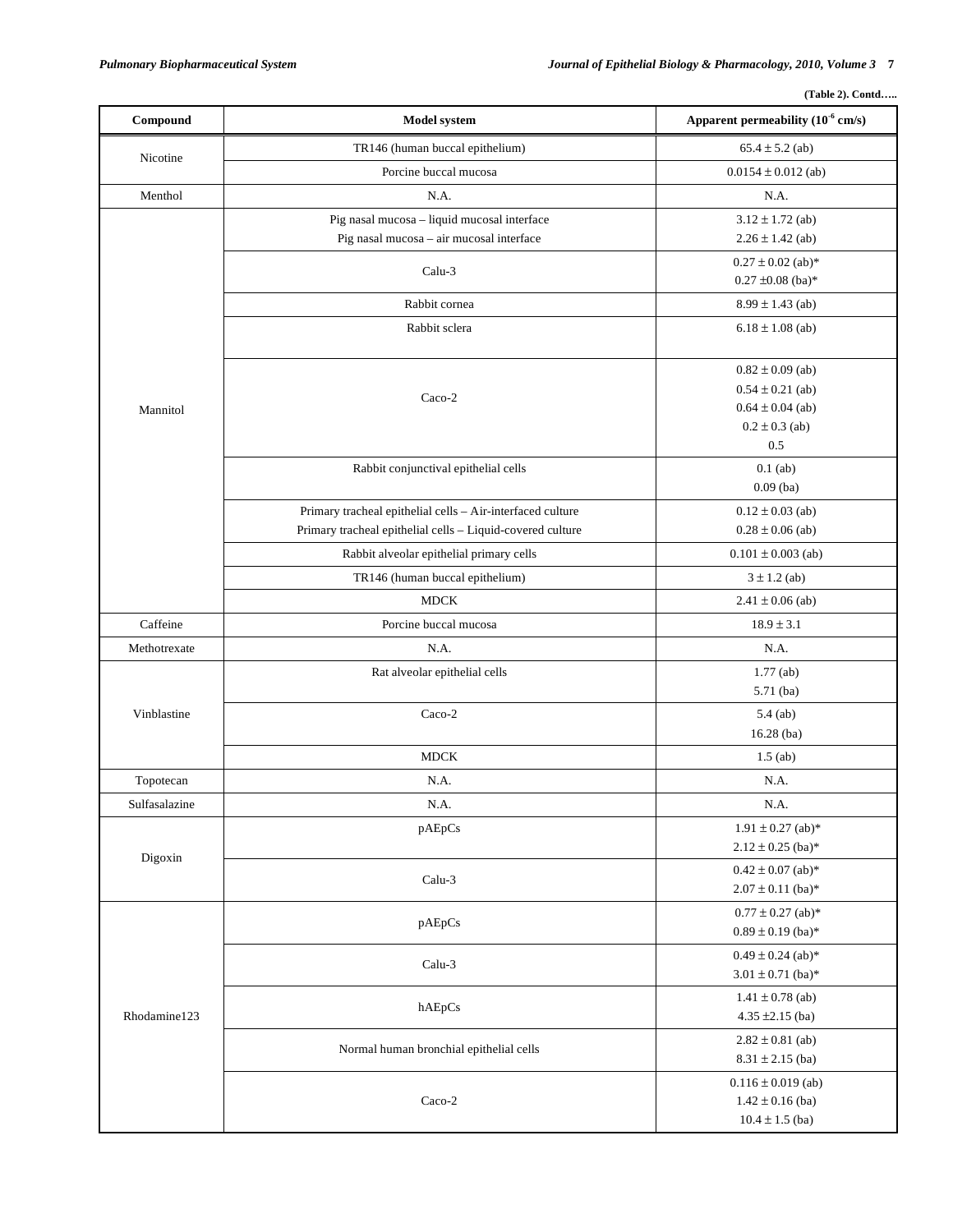**(Table 2). Contd…..**

| Compound | Model system | Apparent permeability ($10^{-6}$ cm/s) |
|---|---|---|
| Nicotine | TR146 (human buccal epithelium) | 65.4 ± 5.2 (ab) |
| | Porcine buccal mucosa | 0.0154 ± 0.012 (ab) |
| Menthol | N.A. | N.A. |
| Mannitol | Pig nasal mucosa – liquid mucosal interface<br>Pig nasal mucosa – air mucosal interface | 3.12 ± 1.72 (ab)<br>2.26 ± 1.42 (ab) |
| | Calu-3 | 0.27 ± 0.02 (ab)*<br>0.27 ±0.08 (ba)* |
| | Rabbit cornea | 8.99 ± 1.43 (ab) |
| | Rabbit sclera | 6.18 ± 1.08 (ab) |
| | Caco-2 | 0.82 ± 0.09 (ab)<br>0.54 ± 0.21 (ab)<br>0.64 ± 0.04 (ab)<br>0.2 ± 0.3 (ab)<br>0.5 |
| | Rabbit conjunctival epithelial cells | 0.1 (ab)<br>0.09 (ba) |
| | Primary tracheal epithelial cells – Air-interfaced culture<br>Primary tracheal epithelial cells – Liquid-covered culture | 0.12 ± 0.03 (ab)<br>0.28 ± 0.06 (ab) |
| | Rabbit alveolar epithelial primary cells | 0.101 ± 0.003 (ab) |
| | TR146 (human buccal epithelium) | 3 ± 1.2 (ab) |
| | MDCK | 2.41 ± 0.06 (ab) |
| Caffeine | Porcine buccal mucosa | 18.9 ± 3.1 |
| Methotrexate | N.A. | N.A. |
| Vinblastine | Rat alveolar epithelial cells | 1.77 (ab)<br>5.71 (ba) |
| | Caco-2 | 5.4 (ab)<br>16.28 (ba) |
| | MDCK | 1.5 (ab) |
| Topotecan | N.A. | N.A. |
| Sulfasalazine | N.A. | N.A. |
| Digoxin | pAEpCs | 1.91 ± 0.27 (ab)*<br>2.12 ± 0.25 (ba)* |
| | Calu-3 | 0.42 ± 0.07 (ab)*<br>2.07 ± 0.11 (ba)* |
| Rhodamine123 | pAEpCs | 0.77 ± 0.27 (ab)*<br>0.89 ± 0.19 (ba)* |
| | Calu-3 | 0.49 ± 0.24 (ab)*<br>3.01 ± 0.71 (ba)* |
| | hAEpCs | 1.41 ± 0.78 (ab)<br>4.35 ±2.15 (ba) |
| | Normal human bronchial epithelial cells | 2.82 ± 0.81 (ab)<br>8.31 ± 2.15 (ba) |
| | Caco-2 | 0.116 ± 0.019 (ab)<br>1.42 ± 0.16 (ba)<br>10.4 ± 1.5 (ba) |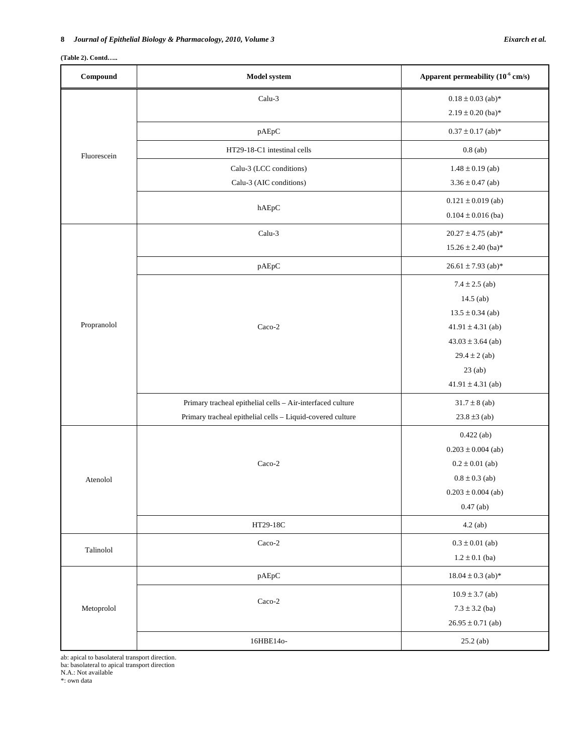**(Table 2). Contd…..**

| Compound | Model system | Apparent permeability ($10^{-6}$ cm/s) |
|---|---|---|
| Fluorescein | Calu-3 | $0.18 \pm 0.03$ (ab)*<br>$2.19 \pm 0.20$ (ba)* |
| | pAEpC | $0.37 \pm 0.17$ (ab)* |
| | HT29-18-C1 intestinal cells | 0.8 (ab) |
| | Calu-3 (LCC conditions)<br>Calu-3 (AIC conditions) | $1.48 \pm 0.19$ (ab)<br>$3.36 \pm 0.47$ (ab) |
| | hAEpC | $0.121 \pm 0.019$ (ab)<br>$0.104 \pm 0.016$ (ba) |
| Propranolol | Calu-3 | $20.27 \pm 4.75$ (ab)*<br>$15.26 \pm 2.40$ (ba)* |
| | pAEpC | $26.61 \pm 7.93$ (ab)* |
| | Caco-2 | $7.4 \pm 2.5$ (ab)<br>14.5 (ab)<br>$13.5 \pm 0.34$ (ab)<br>$41.91 \pm 4.31$ (ab)<br>$43.03 \pm 3.64$ (ab)<br>$29.4 \pm 2$ (ab)<br>23 (ab)<br>$41.91 \pm 4.31$ (ab) |
| | Primary tracheal epithelial cells – Air-interfaced culture<br>Primary tracheal epithelial cells – Liquid-covered culture | $31.7 \pm 8$ (ab)<br>$23.8 \pm 3$ (ab) |
| Atenolol | Caco-2 | 0.422 (ab)<br>$0.203 \pm 0.004$ (ab)<br>$0.2 \pm 0.01$ (ab)<br>$0.8 \pm 0.3$ (ab)<br>$0.203 \pm 0.004$ (ab)<br>0.47 (ab) |
| | HT29-18C | 4.2 (ab) |
| Talinolol | Caco-2 | $0.3 \pm 0.01$ (ab)<br>$1.2 \pm 0.1$ (ba) |
| Metoprolol | pAEpC | $18.04 \pm 0.3$ (ab)* |
| | Caco-2 | $10.9 \pm 3.7$ (ab)<br>$7.3 \pm 3.2$ (ba)<br>$26.95 \pm 0.71$ (ab) |
| | 16HBE14o- | 25.2 (ab) |

ab: apical to basolateral transport direction.
ba: basolateral to apical transport direction
N.A.: Not available
*: own data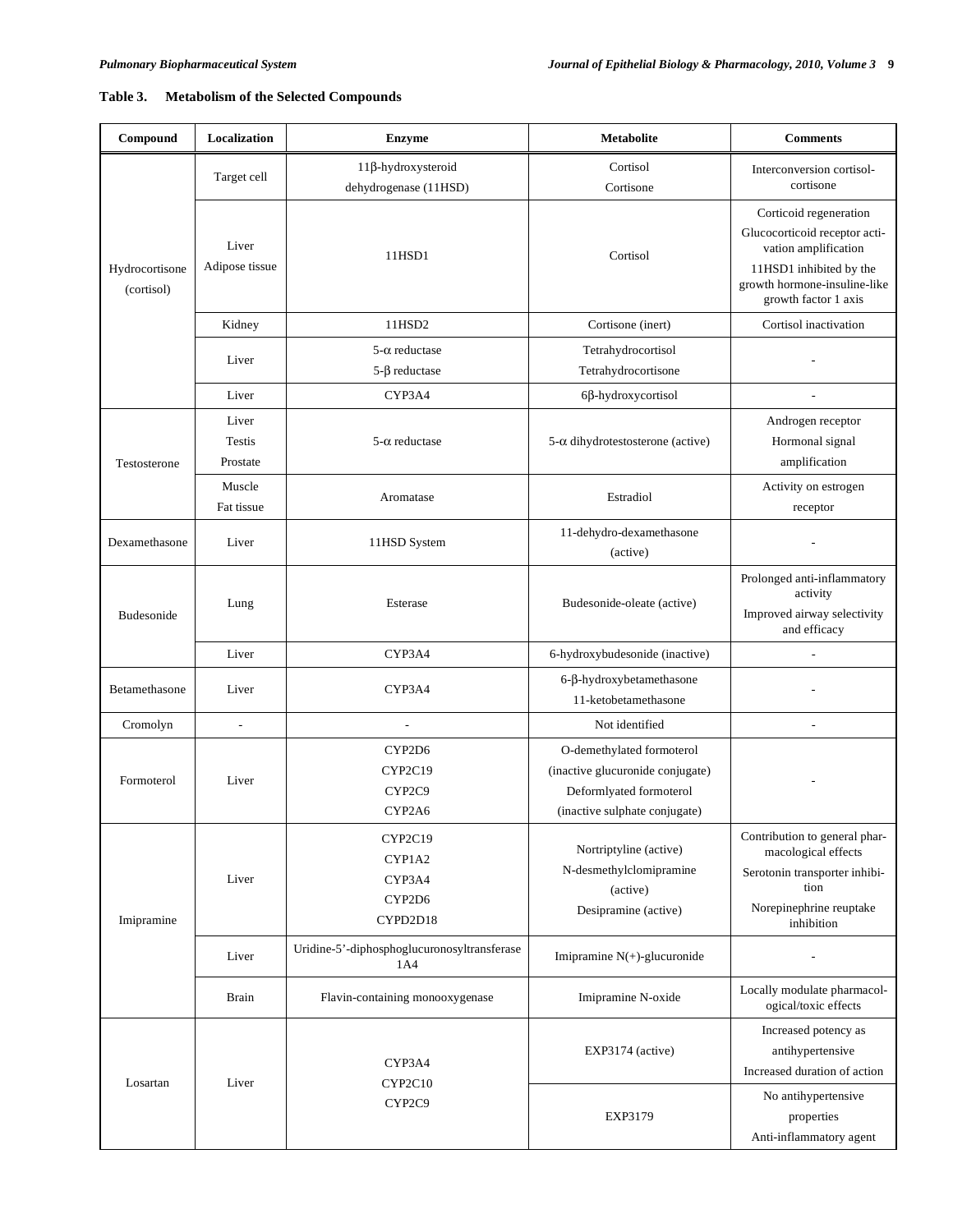**Table 3. Metabolism of the Selected Compounds**

| Compound | Localization | Enzyme | Metabolite | Comments |
|---|---|---|---|---|
| Hydrocortisone (cortisol) | Target cell | 11β-hydroxysteroid dehydrogenase (11HSD) | Cortisol<br>Cortisone | Interconversion cortisol-cortisone |
| | Liver<br>Adipose tissue | 11HSD1 | Cortisol | Corticoid regeneration<br>Glucocorticoid receptor activation amplification<br>11HSD1 inhibited by the growth hormone-insuline-like growth factor 1 axis |
| | Kidney | 11HSD2 | Cortisone (inert) | Cortisol inactivation |
| | Liver | 5-α reductase<br>5-β reductase | Tetrahydrocortisol<br>Tetrahydrocortisone | - |
| | Liver | CYP3A4 | 6β-hydroxycortisol | - |
| Testosterone | Liver<br>Testis<br>Prostate | 5-α reductase | 5-α dihydrotestosterone (active) | Androgen receptor<br>Hormonal signal amplification |
| | Muscle<br>Fat tissue | Aromatase | Estradiol | Activity on estrogen receptor |
| Dexamethasone | Liver | 11HSD System | 11-dehydro-dexamethasone (active) | - |
| Budesonide | Lung | Esterase | Budesonide-oleate (active) | Prolonged anti-inflammatory activity<br>Improved airway selectivity and efficacy |
| | Liver | CYP3A4 | 6-hydroxybudesonide (inactive) | - |
| Betamethasone | Liver | CYP3A4 | 6-β-hydroxybetamethasone<br>11-ketobetamethasone | - |
| Cromolyn | - | - | Not identified | - |
| Formoterol | Liver | CYP2D6<br>CYP2C19<br>CYP2C9<br>CYP2A6 | O-demethylated formoterol<br>(inactive glucuronide conjugate)<br>Deformlyated formoterol<br>(inactive sulphate conjugate) | - |
| Imipramine | Liver | CYP2C19<br>CYP1A2<br>CYP3A4<br>CYP2D6<br>CYPD2D18 | Nortriptyline (active)<br>N-desmethylclomipramine (active)<br>Desipramine (active) | Contribution to general pharmacological effects<br>Serotonin transporter inhibition<br>Norepinephrine reuptake inhibition |
| | Liver | Uridine-5'-diphosphoglucuronosyltransferase 1A4 | Imipramine N(+)-glucuronide | - |
| | Brain | Flavin-containing monooxygenase | Imipramine N-oxide | Locally modulate pharmacological/toxic effects |
| Losartan | Liver | CYP3A4<br>CYP2C10<br>CYP2C9 | EXP3174 (active) | Increased potency as antihypertensive<br>Increased duration of action |
| | | | EXP3179 | No antihypertensive properties<br>Anti-inflammatory agent |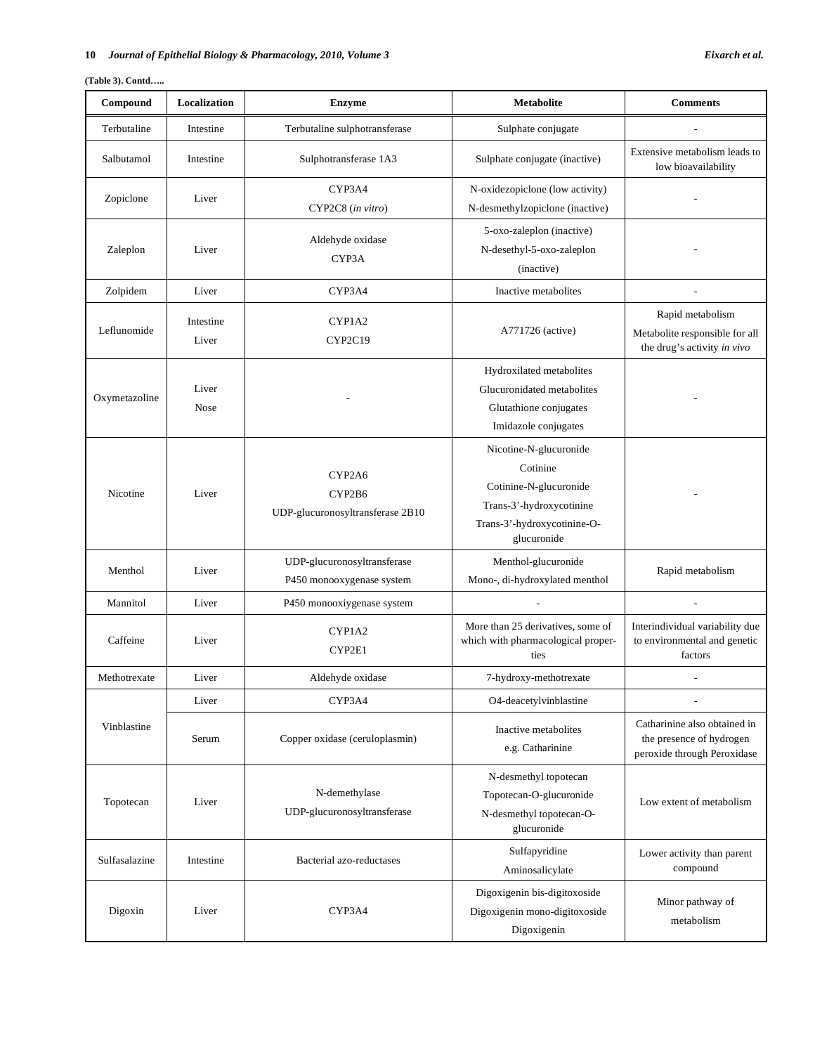**(Table 3). Contd…..**

| Compound | Localization | Enzyme | Metabolite | Comments |
|---|---|---|---|---|
| Terbutaline | Intestine | Terbutaline sulphotransferase | Sulphate conjugate | - |
| Salbutamol | Intestine | Sulphotransferase 1A3 | Sulphate conjugate (inactive) | Extensive metabolism leads to low bioavailability |
| Zopiclone | Liver | CYP3A4<br>CYP2C8 (*in vitro*) | N-oxidezopiclone (low activity)<br>N-desmethylzopiclone (inactive) | - |
| Zaleplon | Liver | Aldehyde oxidase<br>CYP3A | 5-oxo-zaleplon (inactive)<br>N-desethyl-5-oxo-zaleplon (inactive) | - |
| Zolpidem | Liver | CYP3A4 | Inactive metabolites | - |
| Leflunomide | Intestine<br>Liver | CYP1A2<br>CYP2C19 | A771726 (active) | Rapid metabolism<br>Metabolite responsible for all the drug's activity *in vivo* |
| Oxymetazoline | Liver<br>Nose | - | Hydroxilated metabolites<br>Glucuronidated metabolites<br>Glutathione conjugates<br>Imidazole conjugates | - |
| Nicotine | Liver | CYP2A6<br>CYP2B6<br>UDP-glucuronosyltransferase 2B10 | Nicotine-N-glucuronide<br>Cotinine<br>Cotinine-N-glucuronide<br>Trans-3'-hydroxycotinine<br>Trans-3'-hydroxycotinine-O-glucuronide | - |
| Menthol | Liver | UDP-glucuronosyltransferase<br>P450 monooxygenase system | Menthol-glucuronide<br>Mono-, di-hydroxylated menthol | Rapid metabolism |
| Mannitol | Liver | P450 monooxiygenase system | - | - |
| Caffeine | Liver | CYP1A2<br>CYP2E1 | More than 25 derivatives, some of which with pharmacological properties | Interindividual variability due to environmental and genetic factors |
| Methotrexate | Liver | Aldehyde oxidase | 7-hydroxy-methotrexate | - |
| Vinblastine | Liver | CYP3A4 | O4-deacetylvinblastine | - |
| | Serum | Copper oxidase (ceruloplasmin) | Inactive metabolites<br>e.g. Catharinine | Catharinine also obtained in the presence of hydrogen peroxide through Peroxidase |
| Topotecan | Liver | N-demethylase<br>UDP-glucuronosyltransferase | N-desmethyl topotecan<br>Topotecan-O-glucuronide<br>N-desmethyl topotecan-O-glucuronide | Low extent of metabolism |
| Sulfasalazine | Intestine | Bacterial azo-reductases | Sulfapyridine<br>Aminosalicylate | Lower activity than parent compound |
| Digoxin | Liver | CYP3A4 | Digoxigenin bis-digitoxoside<br>Digoxigenin mono-digitoxoside<br>Digoxigenin | Minor pathway of metabolism |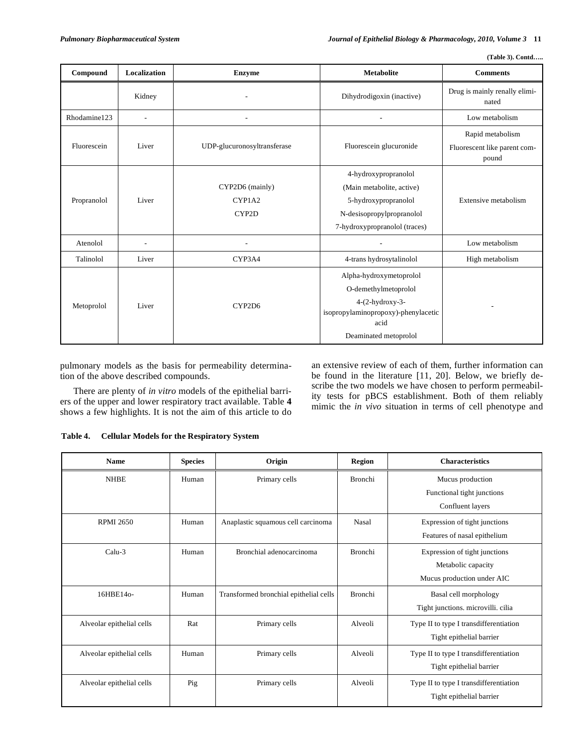**(Table 3). Contd…..**

| Compound | Localization | Enzyme | Metabolite | Comments |
|---|---|---|---|---|
| | Kidney | - | Dihydrodigoxin (inactive) | Drug is mainly renally eliminated |
| Rhodamine123 | - | - | - | Low metabolism |
| Fluorescein | Liver | UDP-glucuronosyltransferase | Fluorescein glucuronide | Rapid metabolism<br>Fluorescent like parent compound |
| Propranolol | Liver | CYP2D6 (mainly)<br>CYP1A2<br>CYP2D | 4-hydroxypropranolol<br>(Main metabolite, active)<br>5-hydroxypropranolol<br>N-desisopropylpropranolol<br>7-hydroxypropranolol (traces) | Extensive metabolism |
| Atenolol | - | - | - | Low metabolism |
| Talinolol | Liver | CYP3A4 | 4-trans hydrosytalinolol | High metabolism |
| Metoprolol | Liver | CYP2D6 | Alpha-hydroxymetoprolol<br>O-demethylmetoprolol<br>4-(2-hydroxy-3-isopropylaminopropoxy)-phenylacetic acid<br>Deaminated metoprolol | - |

pulmonary models as the basis for permeability determination of the above described compounds.

There are plenty of *in vitro* models of the epithelial barriers of the upper and lower respiratory tract available. Table **4** shows a few highlights. It is not the aim of this article to do an extensive review of each of them, further information can be found in the literature [11, 20]. Below, we briefly describe the two models we have chosen to perform permeability tests for pBCS establishment. Both of them reliably mimic the *in vivo* situation in terms of cell phenotype and

**Table 4. Cellular Models for the Respiratory System**

| Name | Species | Origin | Region | Characteristics |
|---|---|---|---|---|
| NHBE | Human | Primary cells | Bronchi | Mucus production<br>Functional tight junctions<br>Confluent layers |
| RPMI 2650 | Human | Anaplastic squamous cell carcinoma | Nasal | Expression of tight junctions<br>Features of nasal epithelium |
| Calu-3 | Human | Bronchial adenocarcinoma | Bronchi | Expression of tight junctions<br>Metabolic capacity<br>Mucus production under AIC |
| 16HBE14o- | Human | Transformed bronchial epithelial cells | Bronchi | Basal cell morphology<br>Tight junctions. microvilli. cilia |
| Alveolar epithelial cells | Rat | Primary cells | Alveoli | Type II to type I transdifferentiation<br>Tight epithelial barrier |
| Alveolar epithelial cells | Human | Primary cells | Alveoli | Type II to type I transdifferentiation<br>Tight epithelial barrier |
| Alveolar epithelial cells | Pig | Primary cells | Alveoli | Type II to type I transdifferentiation<br>Tight epithelial barrier |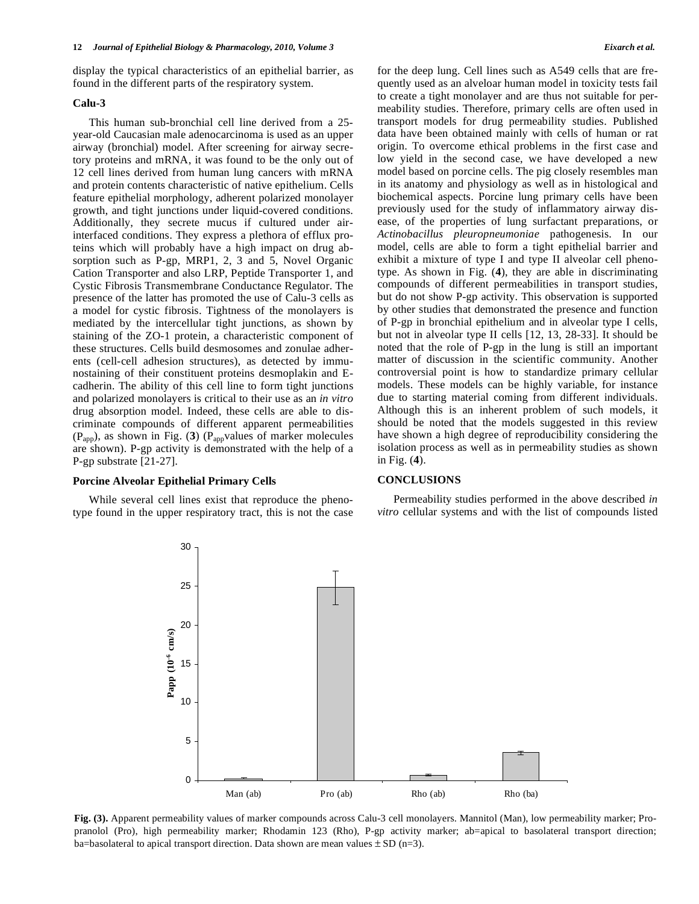display the typical characteristics of an epithelial barrier, as found in the different parts of the respiratory system.

### Calu-3

This human sub-bronchial cell line derived from a 25-year-old Caucasian male adenocarcinoma is used as an upper airway (bronchial) model. After screening for airway secretory proteins and mRNA, it was found to be the only out of 12 cell lines derived from human lung cancers with mRNA and protein contents characteristic of native epithelium. Cells feature epithelial morphology, adherent polarized monolayer growth, and tight junctions under liquid-covered conditions. Additionally, they secrete mucus if cultured under air-interfaced conditions. They express a plethora of efflux proteins which will probably have a high impact on drug absorption such as P-gp, MRP1, 2, 3 and 5, Novel Organic Cation Transporter and also LRP, Peptide Transporter 1, and Cystic Fibrosis Transmembrane Conductance Regulator. The presence of the latter has promoted the use of Calu-3 cells as a model for cystic fibrosis. Tightness of the monolayers is mediated by the intercellular tight junctions, as shown by staining of the ZO-1 protein, a characteristic component of these structures. Cells build desmosomes and zonulae adherents (cell-cell adhesion structures), as detected by immunostaining of their constituent proteins desmoplakin and E-cadherin. The ability of this cell line to form tight junctions and polarized monolayers is critical to their use as an *in vitro* drug absorption model. Indeed, these cells are able to discriminate compounds of different apparent permeabilities ($P_{app}$), as shown in Fig. (**3**) ($P_{app}$values of marker molecules are shown). P-gp activity is demonstrated with the help of a P-gp substrate [21-27].

### Porcine Alveolar Epithelial Primary Cells

While several cell lines exist that reproduce the phenotype found in the upper respiratory tract, this is not the case for the deep lung. Cell lines such as A549 cells that are frequently used as an alveloar human model in toxicity tests fail to create a tight monolayer and are thus not suitable for permeability studies. Therefore, primary cells are often used in transport models for drug permeability studies. Published data have been obtained mainly with cells of human or rat origin. To overcome ethical problems in the first case and low yield in the second case, we have developed a new model based on porcine cells. The pig closely resembles man in its anatomy and physiology as well as in histological and biochemical aspects. Porcine lung primary cells have been previously used for the study of inflammatory airway disease, of the properties of lung surfactant preparations, or *Actinobacillus pleuropneumoniae* pathogenesis. In our model, cells are able to form a tight epithelial barrier and exhibit a mixture of type I and type II alveolar cell phenotype. As shown in Fig. (**4**), they are able in discriminating compounds of different permeabilities in transport studies, but do not show P-gp activity. This observation is supported by other studies that demonstrated the presence and function of P-gp in bronchial epithelium and in alveolar type I cells, but not in alveolar type II cells [12, 13, 28-33]. It should be noted that the role of P-gp in the lung is still an important matter of discussion in the scientific community. Another controversial point is how to standardize primary cellular models. These models can be highly variable, for instance due to starting material coming from different individuals. Although this is an inherent problem of such models, it should be noted that the models suggested in this review have shown a high degree of reproducibility considering the isolation process as well as in permeability studies as shown in Fig. (**4**).

## CONCLUSIONS

Permeability studies performed in the above described *in vitro* cellular systems and with the list of compounds listed

**Fig. (3).** Apparent permeability values of marker compounds across Calu-3 cell monolayers. Mannitol (Man), low permeability marker; Propranolol (Pro), high permeability marker; Rhodamin 123 (Rho), P-gp activity marker; ab=apical to basolateral transport direction; ba=basolateral to apical transport direction. Data shown are mean values ± SD (n=3).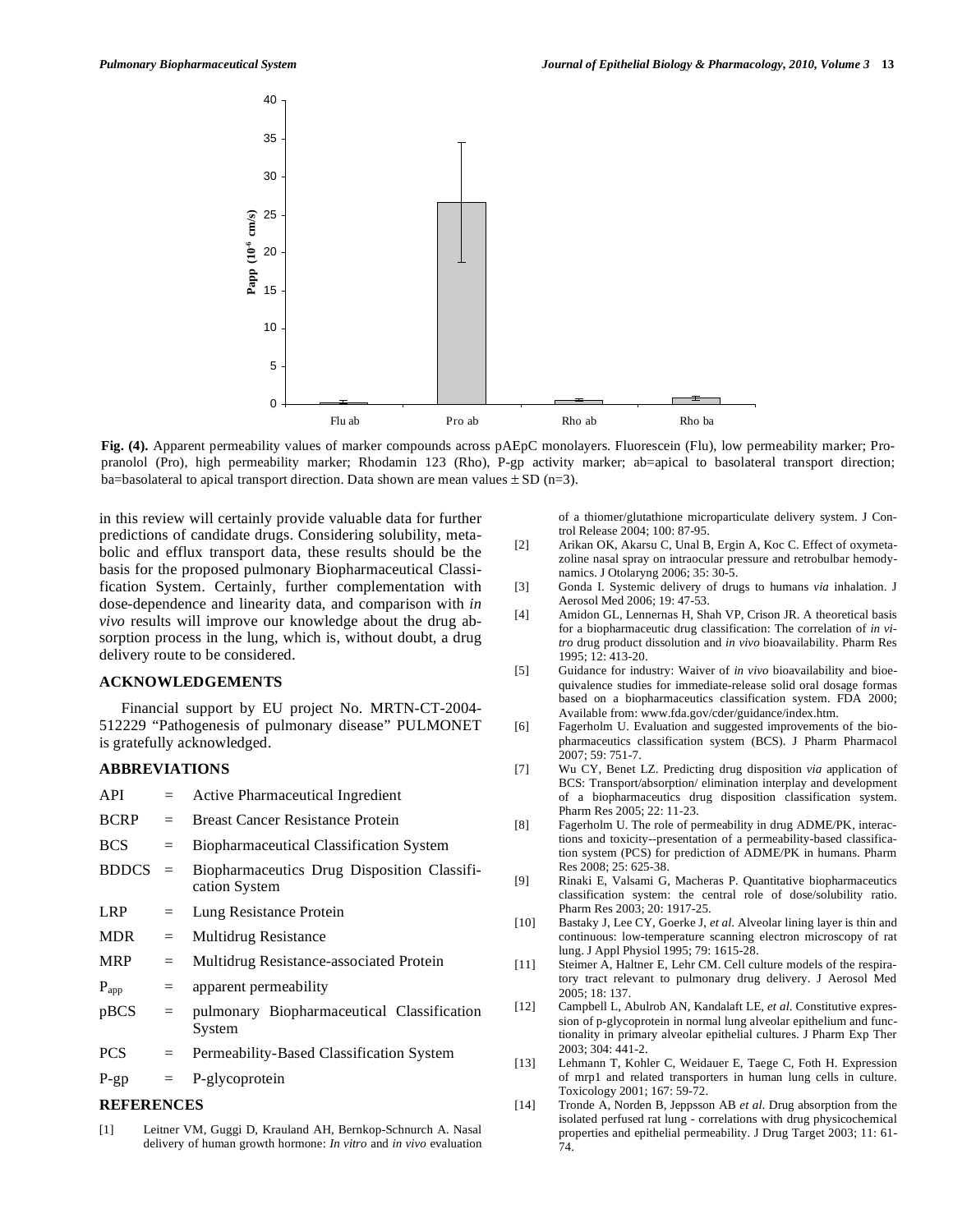Fig. (4). Apparent permeability values of marker compounds across pAEpC monolayers. Fluorescein (Flu), low permeability marker; Propranolol (Pro), high permeability marker; Rhodamin 123 (Rho), P-gp activity marker; ab=apical to basolateral transport direction; ba=basolateral to apical transport direction. Data shown are mean values ± SD (n=3).

in this review will certainly provide valuable data for further predictions of candidate drugs. Considering solubility, metabolic and efflux transport data, these results should be the basis for the proposed pulmonary Biopharmaceutical Classification System. Certainly, further complementation with dose-dependence and linearity data, and comparison with *in vivo* results will improve our knowledge about the drug absorption process in the lung, which is, without doubt, a drug delivery route to be considered.

## ACKNOWLEDGEMENTS

Financial support by EU project No. MRTN-CT-2004-512229 "Pathogenesis of pulmonary disease" PULMONET is gratefully acknowledged.

## ABBREVIATIONS

| | | |
|---|---|---|
| API | = | Active Pharmaceutical Ingredient |
| BCRP | = | Breast Cancer Resistance Protein |
| BCS | = | Biopharmaceutical Classification System |
| BDDCS | = | Biopharmaceutics Drug Disposition Classification System |
| LRP | = | Lung Resistance Protein |
| MDR | = | Multidrug Resistance |
| MRP | = | Multidrug Resistance-associated Protein |
| $P_{app}$ | = | apparent permeability |
| pBCS | = | pulmonary Biopharmaceutical Classification System |
| PCS | = | Permeability-Based Classification System |
| P-gp | = | P-glycoprotein |

## REFERENCES

[1] Leitner VM, Guggi D, Krauland AH, Bernkop-Schnurch A. Nasal delivery of human growth hormone: *In vitro* and *in vivo* evaluation of a thiomer/glutathione microparticulate delivery system. J Control Release 2004; 100: 87-95.

[2] Arikan OK, Akarsu C, Unal B, Ergin A, Koc C. Effect of oxymetazoline nasal spray on intraocular pressure and retrobulbar hemodynamics. J Otolaryng 2006; 35: 30-5.

[3] Gonda I. Systemic delivery of drugs to humans *via* inhalation. J Aerosol Med 2006; 19: 47-53.

[4] Amidon GL, Lennernas H, Shah VP, Crison JR. A theoretical basis for a biopharmaceutic drug classification: The correlation of *in vitro* drug product dissolution and *in vivo* bioavailability. Pharm Res 1995; 12: 413-20.

[5] Guidance for industry: Waiver of *in vivo* bioavailability and bioequivalence studies for immediate-release solid oral dosage formas based on a biopharmaceutics classification system. FDA 2000; Available from: www.fda.gov/cder/guidance/index.htm.

[6] Fagerholm U. Evaluation and suggested improvements of the biopharmaceutics classification system (BCS). J Pharm Pharmacol 2007; 59: 751-7.

[7] Wu CY, Benet LZ. Predicting drug disposition *via* application of BCS: Transport/absorption/ elimination interplay and development of a biopharmaceutics drug disposition classification system. Pharm Res 2005; 22: 11-23.

[8] Fagerholm U. The role of permeability in drug ADME/PK, interactions and toxicity--presentation of a permeability-based classification system (PCS) for prediction of ADME/PK in humans. Pharm Res 2008; 25: 625-38.

[9] Rinaki E, Valsami G, Macheras P. Quantitative biopharmaceutics classification system: the central role of dose/solubility ratio. Pharm Res 2003; 20: 1917-25.

[10] Bastaky J, Lee CY, Goerke J, *et al.* Alveolar lining layer is thin and continuous: low-temperature scanning electron microscopy of rat lung. J Appl Physiol 1995; 79: 1615-28.

[11] Steimer A, Haltner E, Lehr CM. Cell culture models of the respiratory tract relevant to pulmonary drug delivery. J Aerosol Med 2005; 18: 137.

[12] Campbell L, Abulrob AN, Kandalaft LE, *et al.* Constitutive expression of p-glycoprotein in normal lung alveolar epithelium and functionality in primary alveolar epithelial cultures. J Pharm Exp Ther 2003; 304: 441-2.

[13] Lehmann T, Kohler C, Weidauer E, Taege C, Foth H. Expression of mrp1 and related transporters in human lung cells in culture. Toxicology 2001; 167: 59-72.

[14] Tronde A, Norden B, Jeppsson AB *et al.* Drug absorption from the isolated perfused rat lung - correlations with drug physicochemical properties and epithelial permeability. J Drug Target 2003; 11: 61-74.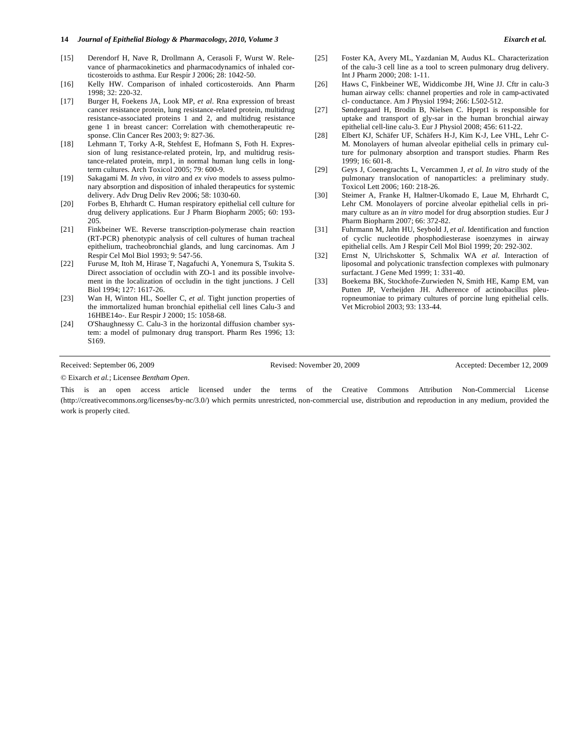[15] Derendorf H, Nave R, Drollmann A, Cerasoli F, Wurst W. Relevance of pharmacokinetics and pharmacodynamics of inhaled corticosteroids to asthma. Eur Respir J 2006; 28: 1042-50.

[16] Kelly HW. Comparison of inhaled corticosteroids. Ann Pharm 1998; 32: 220-32.

[17] Burger H, Foekens JA, Look MP, *et al*. Rna expression of breast cancer resistance protein, lung resistance-related protein, multidrug resistance-associated proteins 1 and 2, and multidrug resistance gene 1 in breast cancer: Correlation with chemotherapeutic response. Clin Cancer Res 2003; 9: 827-36.

[18] Lehmann T, Torky A-R, Stehfest E, Hofmann S, Foth H. Expression of lung resistance-related protein, lrp, and multidrug resistance-related protein, mrp1, in normal human lung cells in long-term cultures. Arch Toxicol 2005; 79: 600-9.

[19] Sakagami M. *In vivo*, *in vitro* and *ex vivo* models to assess pulmonary absorption and disposition of inhaled therapeutics for systemic delivery. Adv Drug Deliv Rev 2006; 58: 1030-60.

[20] Forbes B, Ehrhardt C. Human respiratory epithelial cell culture for drug delivery applications. Eur J Pharm Biopharm 2005; 60: 193-205.

[21] Finkbeiner WE. Reverse transcription-polymerase chain reaction (RT-PCR) phenotypic analysis of cell cultures of human tracheal epithelium, tracheobronchial glands, and lung carcinomas. Am J Respir Cel Mol Biol 1993; 9: 547-56.

[22] Furuse M, Itoh M, Hirase T, Nagafuchi A, Yonemura S, Tsukita S. Direct association of occludin with ZO-1 and its possible involvement in the localization of occludin in the tight junctions. J Cell Biol 1994; 127: 1617-26.

[23] Wan H, Winton HL, Soeller C, *et al*. Tight junction properties of the immortalized human bronchial epithelial cell lines Calu-3 and 16HBE14o-. Eur Respir J 2000; 15: 1058-68.

[24] O'Shaughnessy C. Calu-3 in the horizontal diffusion chamber system: a model of pulmonary drug transport. Pharm Res 1996; 13: S169.

[25] Foster KA, Avery ML, Yazdanian M, Audus KL. Characterization of the calu-3 cell line as a tool to screen pulmonary drug delivery. Int J Pharm 2000; 208: 1-11.

[26] Haws C, Finkbeiner WE, Widdicombe JH, Wine JJ. Cftr in calu-3 human airway cells: channel properties and role in camp-activated cl- conductance. Am J Physiol 1994; 266: L502-512.

[27] Søndergaard H, Brodin B, Nielsen C. Hpept1 is responsible for uptake and transport of gly-sar in the human bronchial airway epithelial cell-line calu-3. Eur J Physiol 2008; 456: 611-22.

[28] Elbert KJ, Schäfer UF, Schäfers H-J, Kim K-J, Lee VHL, Lehr C-M. Monolayers of human alveolar epithelial cells in primary culture for pulmonary absorption and transport studies. Pharm Res 1999; 16: 601-8.

[29] Geys J, Coenegrachts L, Vercammen J, *et al*. *In vitro* study of the pulmonary translocation of nanoparticles: a preliminary study. Toxicol Lett 2006; 160: 218-26.

[30] Steimer A, Franke H, Haltner-Ukomado E, Laue M, Ehrhardt C, Lehr CM. Monolayers of porcine alveolar epithelial cells in primary culture as an *in vitro* model for drug absorption studies. Eur J Pharm Biopharm 2007; 66: 372-82.

[31] Fuhrmann M, Jahn HU, Seybold J, *et al*. Identification and function of cyclic nucleotide phosphodiesterase isoenzymes in airway epithelial cells. Am J Respir Cell Mol Biol 1999; 20: 292-302.

[32] Ernst N, Ulrichskotter S, Schmalix WA *et al*. Interaction of liposomal and polycationic transfection complexes with pulmonary surfactant. J Gene Med 1999; 1: 331-40.

[33] Boekema BK, Stockhofe-Zurwieden N, Smith HE, Kamp EM, van Putten JP, Verheijden JH. Adherence of actinobacillus pleuropneumoniae to primary cultures of porcine lung epithelial cells. Vet Microbiol 2003; 93: 133-44.

Received: September 06, 2009 Revised: November 20, 2009 Accepted: December 12, 2009

© Eixarch *et al.*; Licensee *Bentham Open*.

This is an open access article licensed under the terms of the Creative Commons Attribution Non-Commercial License (http://creativecommons.org/licenses/by-nc/3.0/) which permits unrestricted, non-commercial use, distribution and reproduction in any medium, provided the work is properly cited.